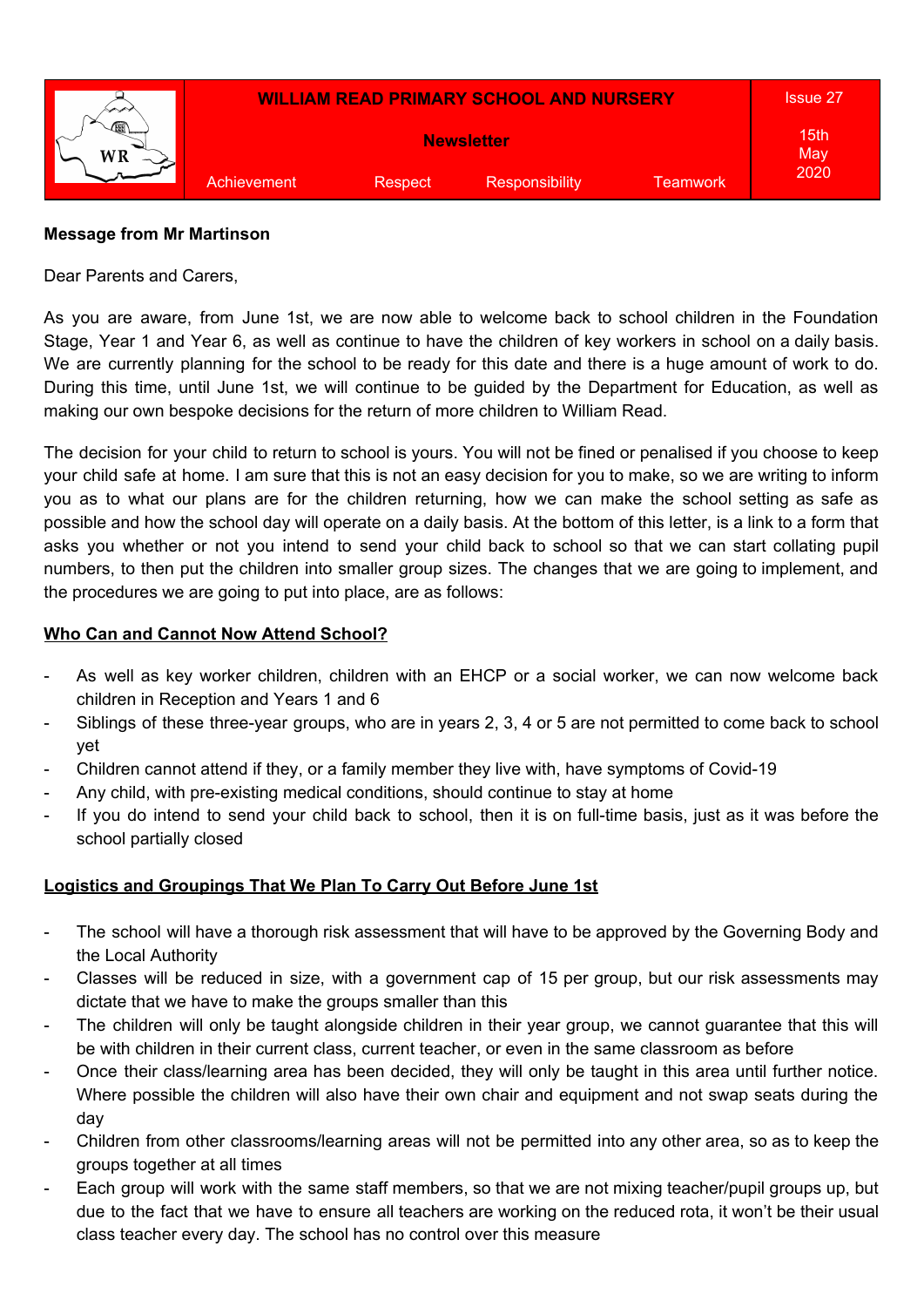| | WILLIAM READ PRIMARY SCHOOL AND NURSERY | | | | Issue 27 |
|---|---|---|---|---|---|
| | Newsletter | | | | 15th May 2020 |
| | Achievement | Respect | Responsibility | Teamwork | |

**Message from Mr Martinson**

Dear Parents and Carers,

As you are aware, from June 1st, we are now able to welcome back to school children in the Foundation Stage, Year 1 and Year 6, as well as continue to have the children of key workers in school on a daily basis. We are currently planning for the school to be ready for this date and there is a huge amount of work to do. During this time, until June 1st, we will continue to be guided by the Department for Education, as well as making our own bespoke decisions for the return of more children to William Read.

The decision for your child to return to school is yours. You will not be fined or penalised if you choose to keep your child safe at home. I am sure that this is not an easy decision for you to make, so we are writing to inform you as to what our plans are for the children returning, how we can make the school setting as safe as possible and how the school day will operate on a daily basis. At the bottom of this letter, is a link to a form that asks you whether or not you intend to send your child back to school so that we can start collating pupil numbers, to then put the children into smaller group sizes. The changes that we are going to implement, and the procedures we are going to put into place, are as follows:

**<u>Who Can and Cannot Now Attend School?</u>**

- As well as key worker children, children with an EHCP or a social worker, we can now welcome back children in Reception and Years 1 and 6
- Siblings of these three-year groups, who are in years 2, 3, 4 or 5 are not permitted to come back to school yet
- Children cannot attend if they, or a family member they live with, have symptoms of Covid-19
- Any child, with pre-existing medical conditions, should continue to stay at home
- If you do intend to send your child back to school, then it is on full-time basis, just as it was before the school partially closed

**<u>Logistics and Groupings That We Plan To Carry Out Before June 1st</u>**

- The school will have a thorough risk assessment that will have to be approved by the Governing Body and the Local Authority
- Classes will be reduced in size, with a government cap of 15 per group, but our risk assessments may dictate that we have to make the groups smaller than this
- The children will only be taught alongside children in their year group, we cannot guarantee that this will be with children in their current class, current teacher, or even in the same classroom as before
- Once their class/learning area has been decided, they will only be taught in this area until further notice. Where possible the children will also have their own chair and equipment and not swap seats during the day
- Children from other classrooms/learning areas will not be permitted into any other area, so as to keep the groups together at all times
- Each group will work with the same staff members, so that we are not mixing teacher/pupil groups up, but due to the fact that we have to ensure all teachers are working on the reduced rota, it won't be their usual class teacher every day. The school has no control over this measure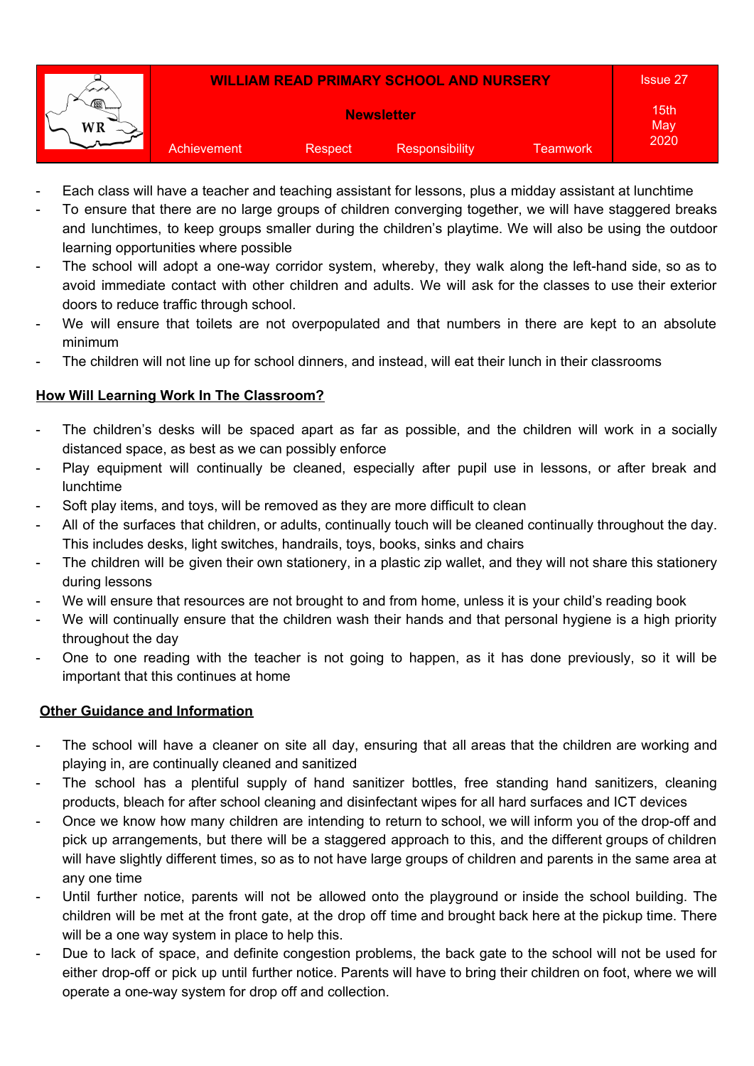- Each class will have a teacher and teaching assistant for lessons, plus a midday assistant at lunchtime
- To ensure that there are no large groups of children converging together, we will have staggered breaks and lunchtimes, to keep groups smaller during the children's playtime. We will also be using the outdoor learning opportunities where possible
- The school will adopt a one-way corridor system, whereby, they walk along the left-hand side, so as to avoid immediate contact with other children and adults. We will ask for the classes to use their exterior doors to reduce traffic through school.
- We will ensure that toilets are not overpopulated and that numbers in there are kept to an absolute minimum
- The children will not line up for school dinners, and instead, will eat their lunch in their classrooms

**<u>How Will Learning Work In The Classroom?</u>**

- The children's desks will be spaced apart as far as possible, and the children will work in a socially distanced space, as best as we can possibly enforce
- Play equipment will continually be cleaned, especially after pupil use in lessons, or after break and lunchtime
- Soft play items, and toys, will be removed as they are more difficult to clean
- All of the surfaces that children, or adults, continually touch will be cleaned continually throughout the day. This includes desks, light switches, handrails, toys, books, sinks and chairs
- The children will be given their own stationery, in a plastic zip wallet, and they will not share this stationery during lessons
- We will ensure that resources are not brought to and from home, unless it is your child's reading book
- We will continually ensure that the children wash their hands and that personal hygiene is a high priority throughout the day
- One to one reading with the teacher is not going to happen, as it has done previously, so it will be important that this continues at home

**<u>Other Guidance and Information</u>**

- The school will have a cleaner on site all day, ensuring that all areas that the children are working and playing in, are continually cleaned and sanitized
- The school has a plentiful supply of hand sanitizer bottles, free standing hand sanitizers, cleaning products, bleach for after school cleaning and disinfectant wipes for all hard surfaces and ICT devices
- Once we know how many children are intending to return to school, we will inform you of the drop-off and pick up arrangements, but there will be a staggered approach to this, and the different groups of children will have slightly different times, so as to not have large groups of children and parents in the same area at any one time
- Until further notice, parents will not be allowed onto the playground or inside the school building. The children will be met at the front gate, at the drop off time and brought back here at the pickup time. There will be a one way system in place to help this.
- Due to lack of space, and definite congestion problems, the back gate to the school will not be used for either drop-off or pick up until further notice. Parents will have to bring their children on foot, where we will operate a one-way system for drop off and collection.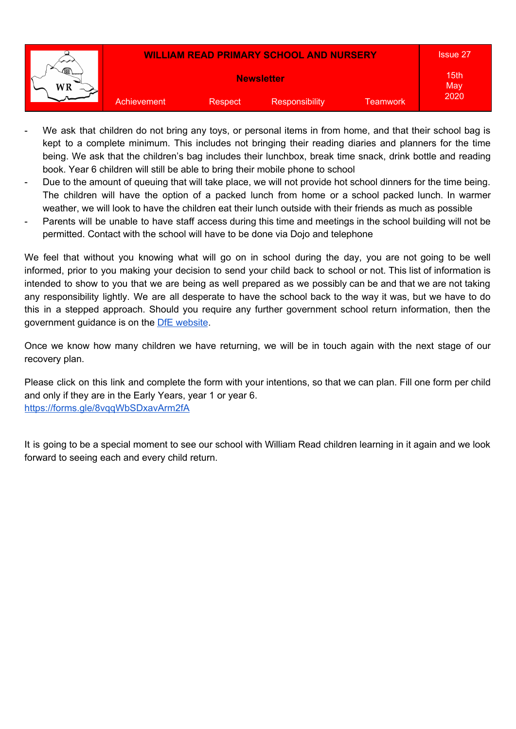- We ask that children do not bring any toys, or personal items in from home, and that their school bag is kept to a complete minimum. This includes not bringing their reading diaries and planners for the time being. We ask that the children's bag includes their lunchbox, break time snack, drink bottle and reading book. Year 6 children will still be able to bring their mobile phone to school
- Due to the amount of queuing that will take place, we will not provide hot school dinners for the time being. The children will have the option of a packed lunch from home or a school packed lunch. In warmer weather, we will look to have the children eat their lunch outside with their friends as much as possible
- Parents will be unable to have staff access during this time and meetings in the school building will not be permitted. Contact with the school will have to be done via Dojo and telephone

We feel that without you knowing what will go on in school during the day, you are not going to be well informed, prior to you making your decision to send your child back to school or not. This list of information is intended to show to you that we are being as well prepared as we possibly can be and that we are not taking any responsibility lightly. We are all desperate to have the school back to the way it was, but we have to do this in a stepped approach. Should you require any further government school return information, then the government guidance is on the DfE website.

Once we know how many children we have returning, we will be in touch again with the next stage of our recovery plan.

Please click on this link and complete the form with your intentions, so that we can plan. Fill one form per child and only if they are in the Early Years, year 1 or year 6.
https://forms.gle/8vqqWbSDxavArm2fA

It is going to be a special moment to see our school with William Read children learning in it again and we look forward to seeing each and every child return.